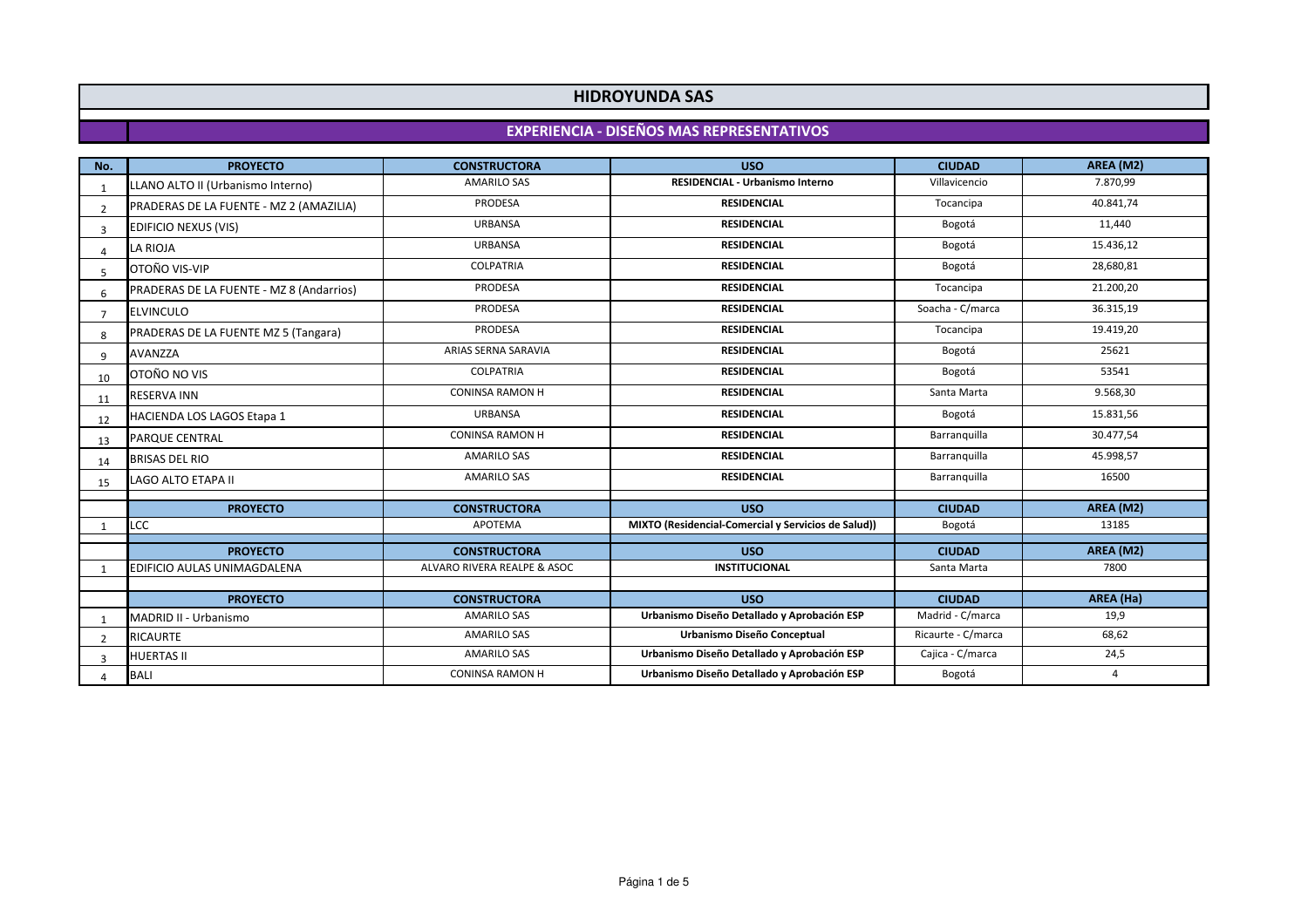# HIDROYUNDA SAS

## EXPERIENCIA - DISEÑOS MAS REPRESENTATIVOS

| No. | PROYECTO | CONSTRUCTORA | USO | CIUDAD | AREA (M2) |
|---|---|---|---|---|---|
| 1 | LLANO ALTO II (Urbanismo Interno) | AMARILO SAS | **RESIDENCIAL - Urbanismo Interno** | Villavicencio | 7.870,99 |
| 2 | PRADERAS DE LA FUENTE - MZ 2 (AMAZILIA) | PRODESA | **RESIDENCIAL** | Tocancipa | 40.841,74 |
| 3 | EDIFICIO NEXUS (VIS) | URBANSA | **RESIDENCIAL** | Bogotá | 11,440 |
| 4 | LA RIOJA | URBANSA | **RESIDENCIAL** | Bogotá | 15.436,12 |
| 5 | OTOÑO VIS-VIP | COLPATRIA | **RESIDENCIAL** | Bogotá | 28,680,81 |
| 6 | PRADERAS DE LA FUENTE - MZ 8 (Andarrios) | PRODESA | **RESIDENCIAL** | Tocancipa | 21.200,20 |
| 7 | ELVINCULO | PRODESA | **RESIDENCIAL** | Soacha - C/marca | 36.315,19 |
| 8 | PRADERAS DE LA FUENTE MZ 5 (Tangara) | PRODESA | **RESIDENCIAL** | Tocancipa | 19.419,20 |
| 9 | AVANZZA | ARIAS SERNA SARAVIA | **RESIDENCIAL** | Bogotá | 25621 |
| 10 | OTOÑO NO VIS | COLPATRIA | **RESIDENCIAL** | Bogotá | 53541 |
| 11 | RESERVA INN | CONINSA RAMON H | **RESIDENCIAL** | Santa Marta | 9.568,30 |
| 12 | HACIENDA LOS LAGOS Etapa 1 | URBANSA | **RESIDENCIAL** | Bogotá | 15.831,56 |
| 13 | PARQUE CENTRAL | CONINSA RAMON H | **RESIDENCIAL** | Barranquilla | 30.477,54 |
| 14 | BRISAS DEL RIO | AMARILO SAS | **RESIDENCIAL** | Barranquilla | 45.998,57 |
| 15 | LAGO ALTO ETAPA II | AMARILO SAS | **RESIDENCIAL** | Barranquilla | 16500 |

| No. | PROYECTO | CONSTRUCTORA | USO | CIUDAD | AREA (M2) |
|---|---|---|---|---|---|
| 1 | LCC | APOTEMA | **MIXTO (Residencial-Comercial y Servicios de Salud))** | Bogotá | 13185 |

| No. | PROYECTO | CONSTRUCTORA | USO | CIUDAD | AREA (M2) |
|---|---|---|---|---|---|
| 1 | EDIFICIO AULAS UNIMAGDALENA | ALVARO RIVERA REALPE & ASOC | **INSTITUCIONAL** | Santa Marta | 7800 |

| No. | PROYECTO | CONSTRUCTORA | USO | CIUDAD | AREA (Ha) |
|---|---|---|---|---|---|
| 1 | MADRID II - Urbanismo | AMARILO SAS | **Urbanismo Diseño Detallado y Aprobación ESP** | Madrid - C/marca | 19,9 |
| 2 | RICAURTE | AMARILO SAS | **Urbanismo Diseño Conceptual** | Ricaurte - C/marca | 68,62 |
| 3 | HUERTAS II | AMARILO SAS | **Urbanismo Diseño Detallado y Aprobación ESP** | Cajica - C/marca | 24,5 |
| 4 | BALI | CONINSA RAMON H | **Urbanismo Diseño Detallado y Aprobación ESP** | Bogotá | 4 |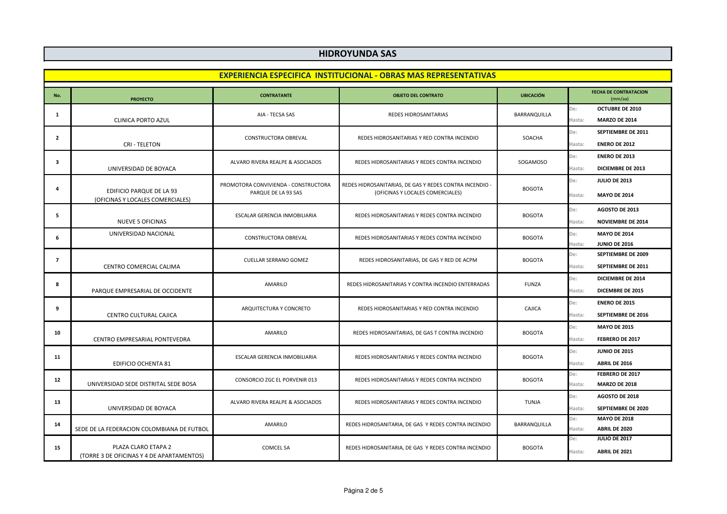# HIDROYUNDA SAS

## EXPERIENCIA ESPECIFICA INSTITUCIONAL - OBRAS MAS REPRESENTATIVAS

| No. | PROYECTO | CONTRATANTE | OBJETO DEL CONTRATO | UBICACIÓN | FECHA DE CONTRATACION (mm/aa) | |
|---|---|---|---|---|---|---|
| 1 | CLINICA PORTO AZUL | AIA - TECSA SAS | REDES HIDROSANITARIAS | BARRANQUILLA | De: | OCTUBRE DE 2010 |
| | | | | | Hasta: | MARZO DE 2014 |
| 2 | CRI - TELETON | CONSTRUCTORA OBREVAL | REDES HIDROSANITARIAS Y RED CONTRA INCENDIO | SOACHA | De: | SEPTIEMBRE DE 2011 |
| | | | | | Hasta: | ENERO DE 2012 |
| 3 | UNIVERSIDAD DE BOYACA | ALVARO RIVERA REALPE & ASOCIADOS | REDES HIDROSANITARIAS Y REDES CONTRA INCENDIO | SOGAMOSO | De: | ENERO DE 2013 |
| | | | | | Hasta: | DICIEMBRE DE 2013 |
| 4 | EDIFICIO PARQUE DE LA 93 (OFICINAS Y LOCALES COMERCIALES) | PROMOTORA CONVIVIENDA - CONSTRUCTORA PARQUE DE LA 93 SAS | REDES HIDROSANITARIAS, DE GAS Y REDES CONTRA INCENDIO - (OFICINAS Y LOCALES COMERCIALES) | BOGOTA | De: | JULIO DE 2013 |
| | | | | | Hasta: | MAYO DE 2014 |
| 5 | NUEVE 5 OFICINAS | ESCALAR GERENCIA INMOBILIARIA | REDES HIDROSANITARIAS Y REDES CONTRA INCENDIO | BOGOTA | De: | AGOSTO DE 2013 |
| | | | | | Hasta: | NOVIEMBRE DE 2014 |
| 6 | UNIVERSIDAD NACIONAL | CONSTRUCTORA OBREVAL | REDES HIDROSANITARIAS Y REDES CONTRA INCENDIO | BOGOTA | De: | MAYO DE 2014 |
| | | | | | Hasta: | JUNIO DE 2016 |
| 7 | CENTRO COMERCIAL CALIMA | CUELLAR SERRANO GOMEZ | REDES HIDROSANITARIAS, DE GAS Y RED DE ACPM | BOGOTA | De: | SEPTIEMBRE DE 2009 |
| | | | | | Hasta: | SEPTIEMBRE DE 2011 |
| 8 | PARQUE EMPRESARIAL DE OCCIDENTE | AMARILO | REDES HIDROSANITARIAS Y CONTRA INCENDIO ENTERRADAS | FUNZA | De: | DICIEMBRE DE 2014 |
| | | | | | Hasta: | DICEMBRE DE 2015 |
| 9 | CENTRO CULTURAL CAJICA | ARQUITECTURA Y CONCRETO | REDES HIDROSANITARIAS Y RED CONTRA INCENDIO | CAJICA | De: | ENERO DE 2015 |
| | | | | | Hasta: | SEPTIEMBRE DE 2016 |
| 10 | CENTRO EMPRESARIAL PONTEVEDRA | AMARILO | REDES HIDROSANITARIAS, DE GAS T CONTRA INCENDIO | BOGOTA | De: | MAYO DE 2015 |
| | | | | | Hasta: | FEBRERO DE 2017 |
| 11 | EDIFICIO OCHENTA 81 | ESCALAR GERENCIA INMOBILIARIA | REDES HIDROSANITARIAS Y REDES CONTRA INCENDIO | BOGOTA | De: | JUNIO DE 2015 |
| | | | | | Hasta: | ABRIL DE 2016 |
| 12 | UNIVERSIDAD SEDE DISTRITAL SEDE BOSA | CONSORCIO ZGC EL PORVENIR 013 | REDES HIDROSANITARIAS Y REDES CONTRA INCENDIO | BOGOTA | De: | FEBRERO DE 2017 |
| | | | | | Hasta: | MARZO DE 2018 |
| 13 | UNIVERSIDAD DE BOYACA | ALVARO RIVERA REALPE & ASOCIADOS | REDES HIDROSANITARIAS Y REDES CONTRA INCENDIO | TUNJA | De: | AGOSTO DE 2018 |
| | | | | | Hasta: | SEPTIEMBRE DE 2020 |
| 14 | SEDE DE LA FEDERACION COLOMBIANA DE FUTBOL | AMARILO | REDES HIDROSANITARIA, DE GAS Y REDES CONTRA INCENDIO | BARRANQUILLA | De: | MAYO DE 2018 |
| | | | | | Hasta: | ABRIL DE 2020 |
| 15 | PLAZA CLARO ETAPA 2 (TORRE 3 DE OFICINAS Y 4 DE APARTAMENTOS) | COMCEL SA | REDES HIDROSANITARIA, DE GAS Y REDES CONTRA INCENDIO | BOGOTA | De: | JULIO DE 2017 |
| | | | | | Hasta: | ABRIL DE 2021 |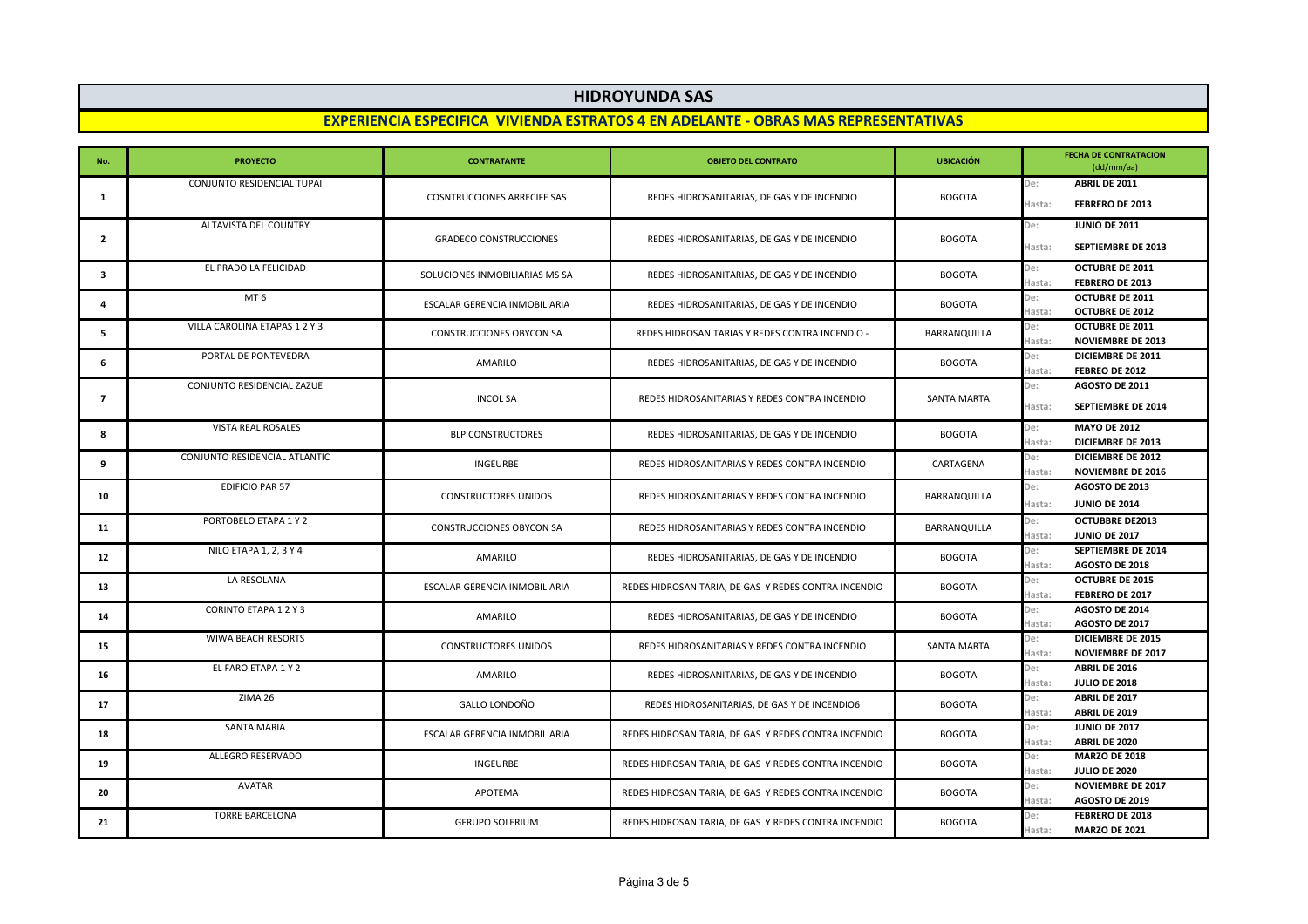# HIDROYUNDA SAS

## EXPERIENCIA ESPECIFICA VIVIENDA ESTRATOS 4 EN ADELANTE - OBRAS MAS REPRESENTATIVAS

| No. | PROYECTO | CONTRATANTE | OBJETO DEL CONTRATO | UBICACIÓN | FECHA DE CONTRATACION (dd/mm/aa) |
|---|---|---|---|---|---|
| 1 | CONJUNTO RESIDENCIAL TUPAI | COSNTRUCCIONES ARRECIFE SAS | REDES HIDROSANITARIAS, DE GAS Y DE INCENDIO | BOGOTA | De: **ABRIL DE 2011** Hasta: **FEBRERO DE 2013** |
| 2 | ALTAVISTA DEL COUNTRY | GRADECO CONSTRUCCIONES | REDES HIDROSANITARIAS, DE GAS Y DE INCENDIO | BOGOTA | De: **JUNIO DE 2011** Hasta: **SEPTIEMBRE DE 2013** |
| 3 | EL PRADO LA FELICIDAD | SOLUCIONES INMOBILIARIAS MS SA | REDES HIDROSANITARIAS, DE GAS Y DE INCENDIO | BOGOTA | De: **OCTUBRE DE 2011** Hasta: **FEBRERO DE 2013** |
| 4 | MT 6 | ESCALAR GERENCIA INMOBILIARIA | REDES HIDROSANITARIAS, DE GAS Y DE INCENDIO | BOGOTA | De: **OCTUBRE DE 2011** Hasta: **OCTUBRE DE 2012** |
| 5 | VILLA CAROLINA ETAPAS 1 2 Y 3 | CONSTRUCCIONES OBYCON SA | REDES HIDROSANITARIAS Y REDES CONTRA INCENDIO - | BARRANQUILLA | De: **OCTUBRE DE 2011** Hasta: **NOVIEMBRE DE 2013** |
| 6 | PORTAL DE PONTEVEDRA | AMARILO | REDES HIDROSANITARIAS, DE GAS Y DE INCENDIO | BOGOTA | De: **DICIEMBRE DE 2011** Hasta: **FEBREO DE 2012** |
| 7 | CONJUNTO RESIDENCIAL ZAZUE | INCOL SA | REDES HIDROSANITARIAS Y REDES CONTRA INCENDIO | SANTA MARTA | De: **AGOSTO DE 2011** Hasta: **SEPTIEMBRE DE 2014** |
| 8 | VISTA REAL ROSALES | BLP CONSTRUCTORES | REDES HIDROSANITARIAS, DE GAS Y DE INCENDIO | BOGOTA | De: **MAYO DE 2012** Hasta: **DICIEMBRE DE 2013** |
| 9 | CONJUNTO RESIDENCIAL ATLANTIC | INGEURBE | REDES HIDROSANITARIAS Y REDES CONTRA INCENDIO | CARTAGENA | De: **DICIEMBRE DE 2012** Hasta: **NOVIEMBRE DE 2016** |
| 10 | EDIFICIO PAR 57 | CONSTRUCTORES UNIDOS | REDES HIDROSANITARIAS Y REDES CONTRA INCENDIO | BARRANQUILLA | De: **AGOSTO DE 2013** Hasta: **JUNIO DE 2014** |
| 11 | PORTOBELO ETAPA 1 Y 2 | CONSTRUCCIONES OBYCON SA | REDES HIDROSANITARIAS Y REDES CONTRA INCENDIO | BARRANQUILLA | De: **OCTUBBRE DE2013** Hasta: **JUNIO DE 2017** |
| 12 | NILO ETAPA 1, 2, 3 Y 4 | AMARILO | REDES HIDROSANITARIAS, DE GAS Y DE INCENDIO | BOGOTA | De: **SEPTIEMBRE DE 2014** Hasta: **AGOSTO DE 2018** |
| 13 | LA RESOLANA | ESCALAR GERENCIA INMOBILIARIA | REDES HIDROSANITARIA, DE GAS Y REDES CONTRA INCENDIO | BOGOTA | De: **OCTUBRE DE 2015** Hasta: **FEBRERO DE 2017** |
| 14 | CORINTO ETAPA 1 2 Y 3 | AMARILO | REDES HIDROSANITARIAS, DE GAS Y DE INCENDIO | BOGOTA | De: **AGOSTO DE 2014** Hasta: **AGOSTO DE 2017** |
| 15 | WIWA BEACH RESORTS | CONSTRUCTORES UNIDOS | REDES HIDROSANITARIAS Y REDES CONTRA INCENDIO | SANTA MARTA | De: **DICIEMBRE DE 2015** Hasta: **NOVIEMBRE DE 2017** |
| 16 | EL FARO ETAPA 1 Y 2 | AMARILO | REDES HIDROSANITARIAS, DE GAS Y DE INCENDIO | BOGOTA | De: **ABRIL DE 2016** Hasta: **JULIO DE 2018** |
| 17 | ZIMA 26 | GALLO LONDOÑO | REDES HIDROSANITARIAS, DE GAS Y DE INCENDIO6 | BOGOTA | De: **ABRIL DE 2017** Hasta: **ABRIL DE 2019** |
| 18 | SANTA MARIA | ESCALAR GERENCIA INMOBILIARIA | REDES HIDROSANITARIA, DE GAS Y REDES CONTRA INCENDIO | BOGOTA | De: **JUNIO DE 2017** Hasta: **ABRIL DE 2020** |
| 19 | ALLEGRO RESERVADO | INGEURBE | REDES HIDROSANITARIA, DE GAS Y REDES CONTRA INCENDIO | BOGOTA | De: **MARZO DE 2018** Hasta: **JULIO DE 2020** |
| 20 | AVATAR | APOTEMA | REDES HIDROSANITARIA, DE GAS Y REDES CONTRA INCENDIO | BOGOTA | De: **NOVIEMBRE DE 2017** Hasta: **AGOSTO DE 2019** |
| 21 | TORRE BARCELONA | GFRUPO SOLERIUM | REDES HIDROSANITARIA, DE GAS Y REDES CONTRA INCENDIO | BOGOTA | De: **FEBRERO DE 2018** Hasta: **MARZO DE 2021** |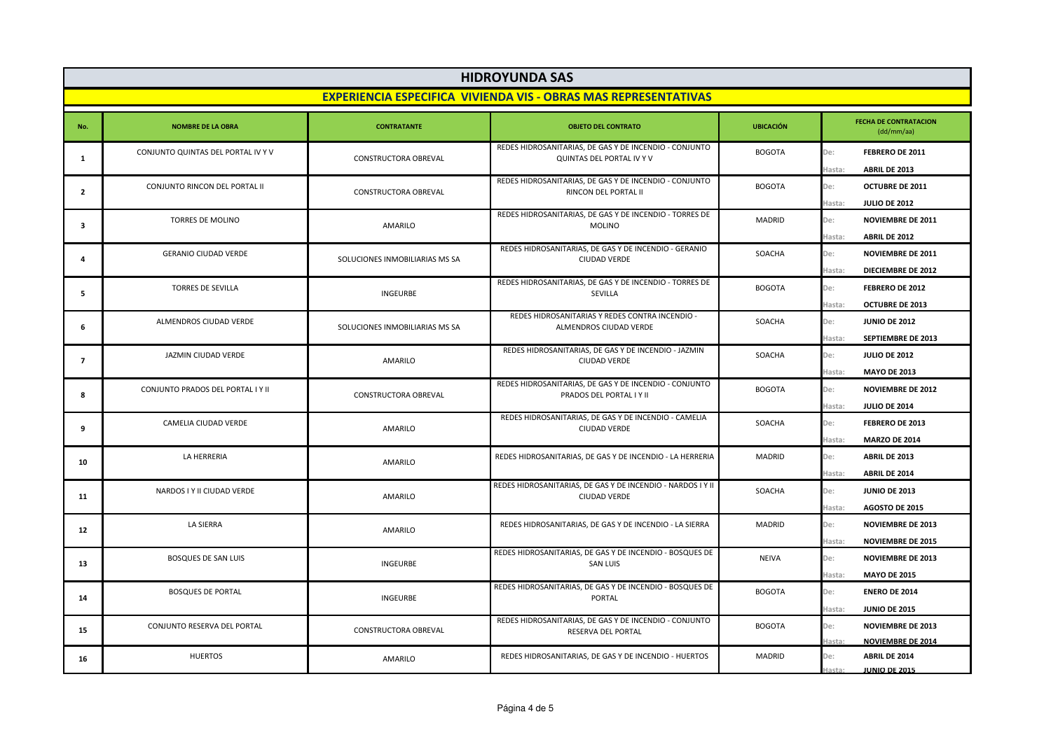# HIDROYUNDA SAS

## EXPERIENCIA ESPECIFICA VIVIENDA VIS - OBRAS MAS REPRESENTATIVAS

| No. | NOMBRE DE LA OBRA | CONTRATANTE | OBJETO DEL CONTRATO | UBICACIÓN | FECHA DE CONTRATACION (dd/mm/aa) | |
|---|---|---|---|---|---|---|
| 1 | CONJUNTO QUINTAS DEL PORTAL IV Y V | CONSTRUCTORA OBREVAL | REDES HIDROSANITARIAS, DE GAS Y DE INCENDIO - CONJUNTO QUINTAS DEL PORTAL IV Y V | BOGOTA | De: | FEBRERO DE 2011 |
| | | | | | Hasta: | ABRIL DE 2013 |
| 2 | CONJUNTO RINCON DEL PORTAL II | CONSTRUCTORA OBREVAL | REDES HIDROSANITARIAS, DE GAS Y DE INCENDIO - CONJUNTO RINCON DEL PORTAL II | BOGOTA | De: | OCTUBRE DE 2011 |
| | | | | | Hasta: | JULIO DE 2012 |
| 3 | TORRES DE MOLINO | AMARILO | REDES HIDROSANITARIAS, DE GAS Y DE INCENDIO - TORRES DE MOLINO | MADRID | De: | NOVIEMBRE DE 2011 |
| | | | | | Hasta: | ABRIL DE 2012 |
| 4 | GERANIO CIUDAD VERDE | SOLUCIONES INMOBILIARIAS MS SA | REDES HIDROSANITARIAS, DE GAS Y DE INCENDIO - GERANIO CIUDAD VERDE | SOACHA | De: | NOVIEMBRE DE 2011 |
| | | | | | Hasta: | DIECIEMBRE DE 2012 |
| 5 | TORRES DE SEVILLA | INGEURBE | REDES HIDROSANITARIAS, DE GAS Y DE INCENDIO - TORRES DE SEVILLA | BOGOTA | De: | FEBRERO DE 2012 |
| | | | | | Hasta: | OCTUBRE DE 2013 |
| 6 | ALMENDROS CIUDAD VERDE | SOLUCIONES INMOBILIARIAS MS SA | REDES HIDROSANITARIAS Y REDES CONTRA INCENDIO - ALMENDROS CIUDAD VERDE | SOACHA | De: | JUNIO DE 2012 |
| | | | | | Hasta: | SEPTIEMBRE DE 2013 |
| 7 | JAZMIN CIUDAD VERDE | AMARILO | REDES HIDROSANITARIAS, DE GAS Y DE INCENDIO - JAZMIN CIUDAD VERDE | SOACHA | De: | JULIO DE 2012 |
| | | | | | Hasta: | MAYO DE 2013 |
| 8 | CONJUNTO PRADOS DEL PORTAL I Y II | CONSTRUCTORA OBREVAL | REDES HIDROSANITARIAS, DE GAS Y DE INCENDIO - CONJUNTO PRADOS DEL PORTAL I Y II | BOGOTA | De: | NOVIEMBRE DE 2012 |
| | | | | | Hasta: | JULIO DE 2014 |
| 9 | CAMELIA CIUDAD VERDE | AMARILO | REDES HIDROSANITARIAS, DE GAS Y DE INCENDIO - CAMELIA CIUDAD VERDE | SOACHA | De: | FEBRERO DE 2013 |
| | | | | | Hasta: | MARZO DE 2014 |
| 10 | LA HERRERIA | AMARILO | REDES HIDROSANITARIAS, DE GAS Y DE INCENDIO - LA HERRERIA | MADRID | De: | ABRIL DE 2013 |
| | | | | | Hasta: | ABRIL DE 2014 |
| 11 | NARDOS I Y II CIUDAD VERDE | AMARILO | REDES HIDROSANITARIAS, DE GAS Y DE INCENDIO - NARDOS I Y II CIUDAD VERDE | SOACHA | De: | JUNIO DE 2013 |
| | | | | | Hasta: | AGOSTO DE 2015 |
| 12 | LA SIERRA | AMARILO | REDES HIDROSANITARIAS, DE GAS Y DE INCENDIO - LA SIERRA | MADRID | De: | NOVIEMBRE DE 2013 |
| | | | | | Hasta: | NOVIEMBRE DE 2015 |
| 13 | BOSQUES DE SAN LUIS | INGEURBE | REDES HIDROSANITARIAS, DE GAS Y DE INCENDIO - BOSQUES DE SAN LUIS | NEIVA | De: | NOVIEMBRE DE 2013 |
| | | | | | Hasta: | MAYO DE 2015 |
| 14 | BOSQUES DE PORTAL | INGEURBE | REDES HIDROSANITARIAS, DE GAS Y DE INCENDIO - BOSQUES DE PORTAL | BOGOTA | De: | ENERO DE 2014 |
| | | | | | Hasta: | JUNIO DE 2015 |
| 15 | CONJUNTO RESERVA DEL PORTAL | CONSTRUCTORA OBREVAL | REDES HIDROSANITARIAS, DE GAS Y DE INCENDIO - CONJUNTO RESERVA DEL PORTAL | BOGOTA | De: | NOVIEMBRE DE 2013 |
| | | | | | Hasta: | NOVIEMBRE DE 2014 |
| 16 | HUERTOS | AMARILO | REDES HIDROSANITARIAS, DE GAS Y DE INCENDIO - HUERTOS | MADRID | De: | ABRIL DE 2014 |
| | | | | | Hasta: | JUNIO DE 2015 |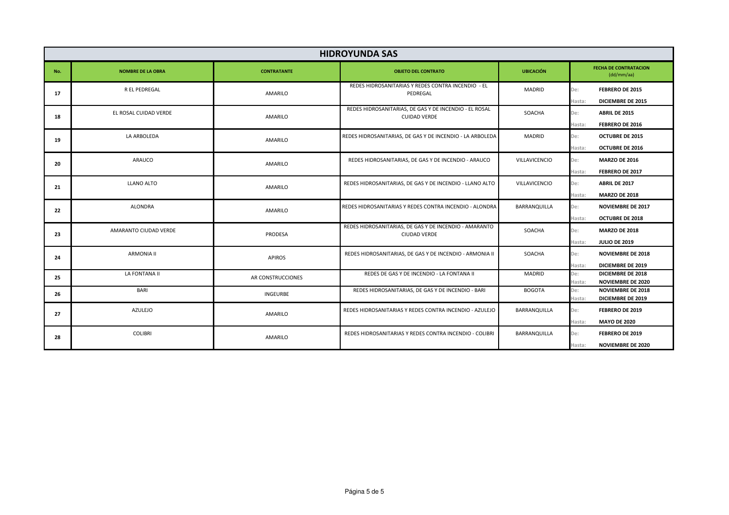| HIDROYUNDA SAS | | | | | |
|---|---|---|---|---|---|
| **No.** | **NOMBRE DE LA OBRA** | **CONTRATANTE** | **OBJETO DEL CONTRATO** | **UBICACIÓN** | **FECHA DE CONTRATACION** (dd/mm/aa) |
| **17** | R EL PEDREGAL | AMARILO | REDES HIDROSANITARIAS Y REDES CONTRA INCENDIO - EL PEDREGAL | MADRID | De: **FEBRERO DE 2015** Hasta: **DICIEMBRE DE 2015** |
| **18** | EL ROSAL CUIDAD VERDE | AMARILO | REDES HIDROSANITARIAS, DE GAS Y DE INCENDIO - EL ROSAL CUIDAD VERDE | SOACHA | De: **ABRIL DE 2015** Hasta: **FEBRERO DE 2016** |
| **19** | LA ARBOLEDA | AMARILO | REDES HIDROSANITARIAS, DE GAS Y DE INCENDIO - LA ARBOLEDA | MADRID | De: **OCTUBRE DE 2015** Hasta: **OCTUBRE DE 2016** |
| **20** | ARAUCO | AMARILO | REDES HIDROSANITARIAS, DE GAS Y DE INCENDIO - ARAUCO | VILLAVICENCIO | De: **MARZO DE 2016** Hasta: **FEBRERO DE 2017** |
| **21** | LLANO ALTO | AMARILO | REDES HIDROSANITARIAS, DE GAS Y DE INCENDIO - LLANO ALTO | VILLAVICENCIO | De: **ABRIL DE 2017** Hasta: **MARZO DE 2018** |
| **22** | ALONDRA | AMARILO | REDES HIDROSANITARIAS Y REDES CONTRA INCENDIO - ALONDRA | BARRANQUILLA | De: **NOVIEMBRE DE 2017** Hasta: **OCTUBRE DE 2018** |
| **23** | AMARANTO CIUDAD VERDE | PRODESA | REDES HIDROSANITARIAS, DE GAS Y DE INCENDIO - AMARANTO CIUDAD VERDE | SOACHA | De: **MARZO DE 2018** Hasta: **JULIO DE 2019** |
| **24** | ARMONIA II | APIROS | REDES HIDROSANITARIAS, DE GAS Y DE INCENDIO - ARMONIA II | SOACHA | De: **NOVIEMBRE DE 2018** Hasta: **DICIEMBRE DE 2019** |
| **25** | LA FONTANA II | AR CONSTRUCCIONES | REDES DE GAS Y DE INCENDIO - LA FONTANA II | MADRID | De: **DICIEMBRE DE 2018** Hasta: **NOVIEMBRE DE 2020** |
| **26** | BARI | INGEURBE | REDES HIDROSANITARIAS, DE GAS Y DE INCENDIO - BARI | BOGOTA | De: **NOVIEMBRE DE 2018** Hasta: **DICIEMBRE DE 2019** |
| **27** | AZULEJO | AMARILO | REDES HIDROSANITARIAS Y REDES CONTRA INCENDIO - AZULEJO | BARRANQUILLA | De: **FEBRERO DE 2019** Hasta: **MAYO DE 2020** |
| **28** | COLIBRI | AMARILO | REDES HIDROSANITARIAS Y REDES CONTRA INCENDIO - COLIBRI | BARRANQUILLA | De: **FEBRERO DE 2019** Hasta: **NOVIEMBRE DE 2020** |